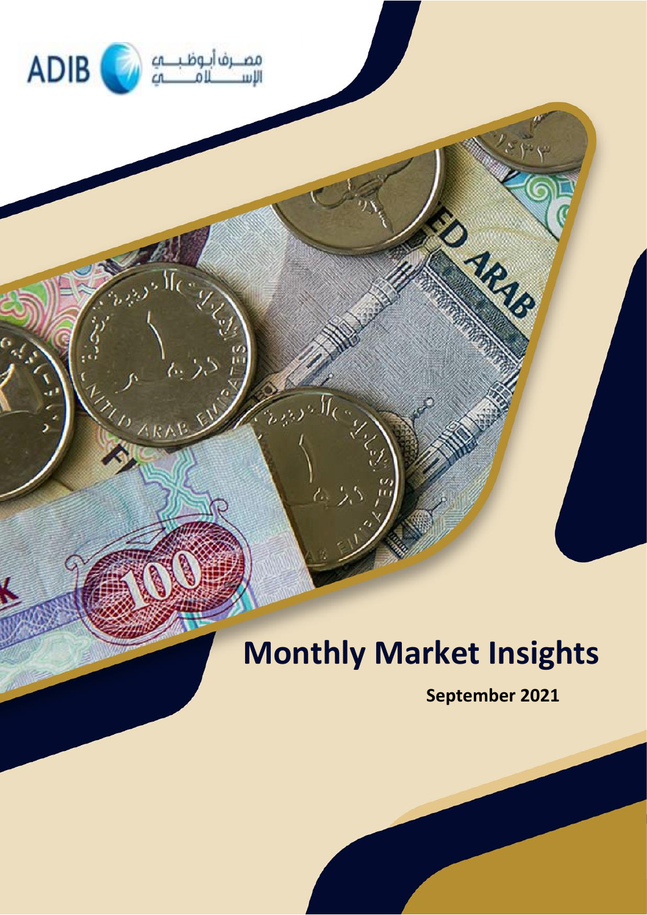ADIB مصرف أبوظبي الإسلامي

# Monthly Market Insights

**September 2021**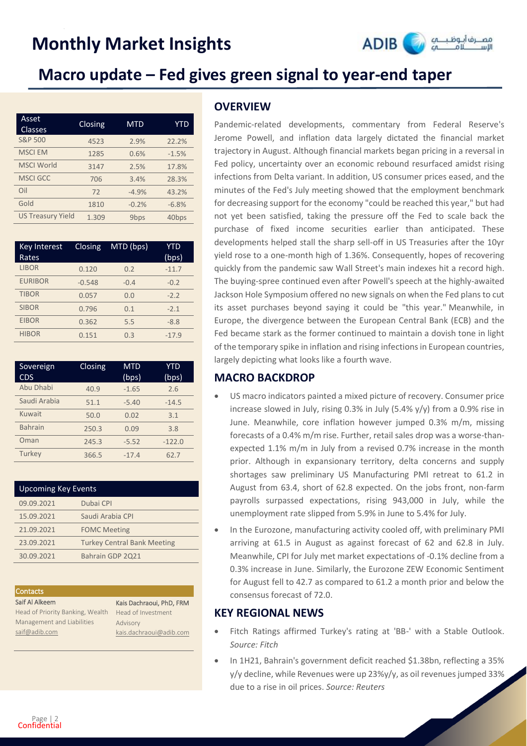# Monthly Market Insights

## Macro update – Fed gives green signal to year-end taper

| Asset Classes | Closing | MTD | YTD |
|---|---|---|---|
| S&P 500 | 4523 | 2.9% | 22.2% |
| MSCI EM | 1285 | 0.6% | -1.5% |
| MSCI World | 3147 | 2.5% | 17.8% |
| MSCI GCC | 706 | 3.4% | 28.3% |
| Oil | 72 | -4.9% | 43.2% |
| Gold | 1810 | -0.2% | -6.8% |
| US Treasury Yield | 1.309 | 9bps | 40bps |

| Key Interest Rates | Closing | MTD (bps) | YTD (bps) |
|---|---|---|---|
| LIBOR | 0.120 | 0.2 | -11.7 |
| EURIBOR | -0.548 | -0.4 | -0.2 |
| TIBOR | 0.057 | 0.0 | -2.2 |
| SIBOR | 0.796 | 0.1 | -2.1 |
| EIBOR | 0.362 | 5.5 | -8.8 |
| HIBOR | 0.151 | 0.3 | -17.9 |

| Sovereign CDS | Closing | MTD (bps) | YTD (bps) |
|---|---|---|---|
| Abu Dhabi | 40.9 | -1.65 | 2.6 |
| Saudi Arabia | 51.1 | -5.40 | -14.5 |
| Kuwait | 50.0 | 0.02 | 3.1 |
| Bahrain | 250.3 | 0.09 | 3.8 |
| Oman | 245.3 | -5.52 | -122.0 |
| Turkey | 366.5 | -17.4 | 62.7 |

| Upcoming Key Events | |
|---|---|
| 09.09.2021 | Dubai CPI |
| 15.09.2021 | Saudi Arabia CPI |
| 21.09.2021 | FOMC Meeting |
| 23.09.2021 | Turkey Central Bank Meeting |
| 30.09.2021 | Bahrain GDP 2Q21 |

**Contacts**

**Saif Al Alkeem**
Head of Priority Banking, Wealth Management and Liabilities
saif@adib.com

**Kais Dachraoui, PhD, FRM**
Head of Investment Advisory
kais.dachraoui@adib.com

### OVERVIEW

Pandemic-related developments, commentary from Federal Reserve's Jerome Powell, and inflation data largely dictated the financial market trajectory in August. Although financial markets began pricing in a reversal in Fed policy, uncertainty over an economic rebound resurfaced amidst rising infections from Delta variant. In addition, US consumer prices eased, and the minutes of the Fed's July meeting showed that the employment benchmark for decreasing support for the economy "could be reached this year," but had not yet been satisfied, taking the pressure off the Fed to scale back the purchase of fixed income securities earlier than anticipated. These developments helped stall the sharp sell-off in US Treasuries after the 10yr yield rose to a one-month high of 1.36%. Consequently, hopes of recovering quickly from the pandemic saw Wall Street's main indexes hit a record high. The buying-spree continued even after Powell's speech at the highly-awaited Jackson Hole Symposium offered no new signals on when the Fed plans to cut its asset purchases beyond saying it could be "this year." Meanwhile, in Europe, the divergence between the European Central Bank (ECB) and the Fed became stark as the former continued to maintain a dovish tone in light of the temporary spike in inflation and rising infections in European countries, largely depicting what looks like a fourth wave.

### MACRO BACKDROP

- US macro indicators painted a mixed picture of recovery. Consumer price increase slowed in July, rising 0.3% in July (5.4% y/y) from a 0.9% rise in June. Meanwhile, core inflation however jumped 0.3% m/m, missing forecasts of a 0.4% m/m rise. Further, retail sales drop was a worse-than-expected 1.1% m/m in July from a revised 0.7% increase in the month prior. Although in expansionary territory, delta concerns and supply shortages saw preliminary US Manufacturing PMI retreat to 61.2 in August from 63.4, short of 62.8 expected. On the jobs front, non-farm payrolls surpassed expectations, rising 943,000 in July, while the unemployment rate slipped from 5.9% in June to 5.4% for July.
- In the Eurozone, manufacturing activity cooled off, with preliminary PMI arriving at 61.5 in August as against forecast of 62 and 62.8 in July. Meanwhile, CPI for July met market expectations of -0.1% decline from a 0.3% increase in June. Similarly, the Eurozone ZEW Economic Sentiment for August fell to 42.7 as compared to 61.2 a month prior and below the consensus forecast of 72.0.

### KEY REGIONAL NEWS

- Fitch Ratings affirmed Turkey's rating at 'BB-' with a Stable Outlook. *Source: Fitch*
- In 1H21, Bahrain's government deficit reached \$1.38bn, reflecting a 35% y/y decline, while Revenues were up 23%y/y, as oil revenues jumped 33% due to a rise in oil prices. *Source: Reuters*

Confidential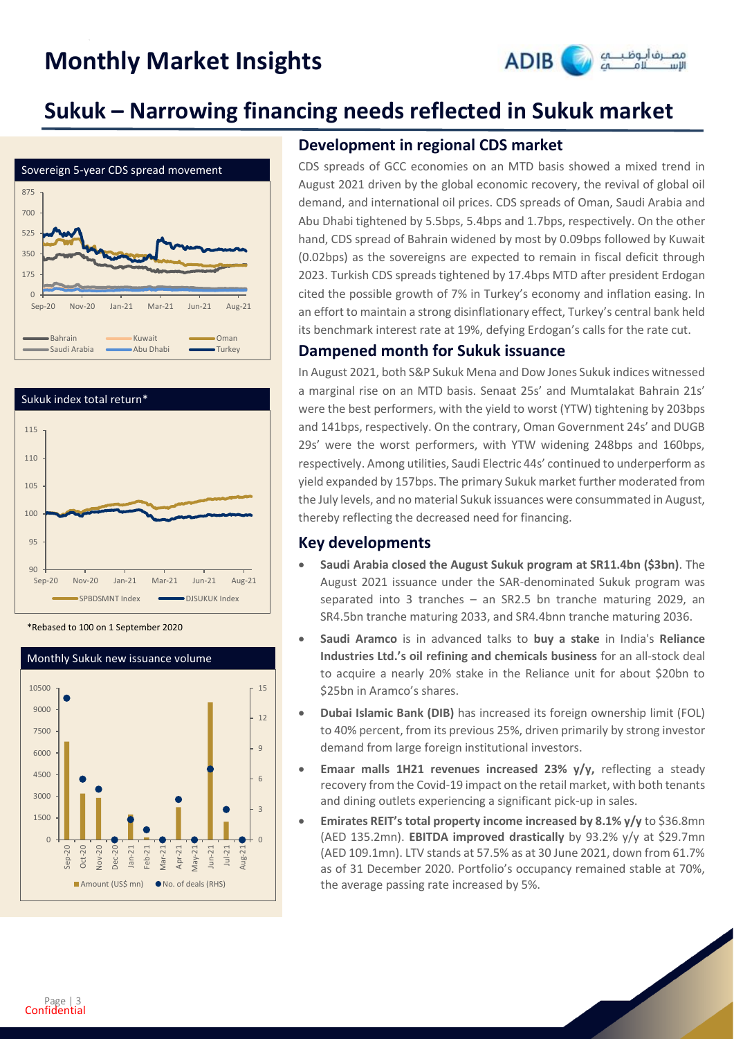# Sukuk – Narrowing financing needs reflected in Sukuk market

Sovereign 5-year CDS spread movement

Sukuk index total return*

*Rebased to 100 on 1 September 2020

Monthly Sukuk new issuance volume

## Development in regional CDS market

CDS spreads of GCC economies on an MTD basis showed a mixed trend in August 2021 driven by the global economic recovery, the revival of global oil demand, and international oil prices. CDS spreads of Oman, Saudi Arabia and Abu Dhabi tightened by 5.5bps, 5.4bps and 1.7bps, respectively. On the other hand, CDS spread of Bahrain widened by most by 0.09bps followed by Kuwait (0.02bps) as the sovereigns are expected to remain in fiscal deficit through 2023. Turkish CDS spreads tightened by 17.4bps MTD after president Erdogan cited the possible growth of 7% in Turkey's economy and inflation easing. In an effort to maintain a strong disinflationary effect, Turkey's central bank held its benchmark interest rate at 19%, defying Erdogan's calls for the rate cut.

## Dampened month for Sukuk issuance

In August 2021, both S&P Sukuk Mena and Dow Jones Sukuk indices witnessed a marginal rise on an MTD basis. Senaat 25s' and Mumtalakat Bahrain 21s' were the best performers, with the yield to worst (YTW) tightening by 203bps and 141bps, respectively. On the contrary, Oman Government 24s' and DUGB 29s' were the worst performers, with YTW widening 248bps and 160bps, respectively. Among utilities, Saudi Electric 44s' continued to underperform as yield expanded by 157bps. The primary Sukuk market further moderated from the July levels, and no material Sukuk issuances were consummated in August, thereby reflecting the decreased need for financing.

## Key developments

- **Saudi Arabia closed the August Sukuk program at SR11.4bn ($3bn)**. The August 2021 issuance under the SAR-denominated Sukuk program was separated into 3 tranches – an SR2.5 bn tranche maturing 2029, an SR4.5bn tranche maturing 2033, and SR4.4bnn tranche maturing 2036.
- **Saudi Aramco** is in advanced talks to **buy a stake** in India's **Reliance Industries Ltd.'s oil refining and chemicals business** for an all-stock deal to acquire a nearly 20% stake in the Reliance unit for about $20bn to $25bn in Aramco's shares.
- **Dubai Islamic Bank (DIB)** has increased its foreign ownership limit (FOL) to 40% percent, from its previous 25%, driven primarily by strong investor demand from large foreign institutional investors.
- **Emaar malls 1H21 revenues increased 23% y/y,** reflecting a steady recovery from the Covid-19 impact on the retail market, with both tenants and dining outlets experiencing a significant pick-up in sales.
- **Emirates REIT's total property income increased by 8.1% y/y** to $36.8mn (AED 135.2mn). **EBITDA improved drastically** by 93.2% y/y at $29.7mn (AED 109.1mn). LTV stands at 57.5% as at 30 June 2021, down from 61.7% as of 31 December 2020. Portfolio's occupancy remained stable at 70%, the average passing rate increased by 5%.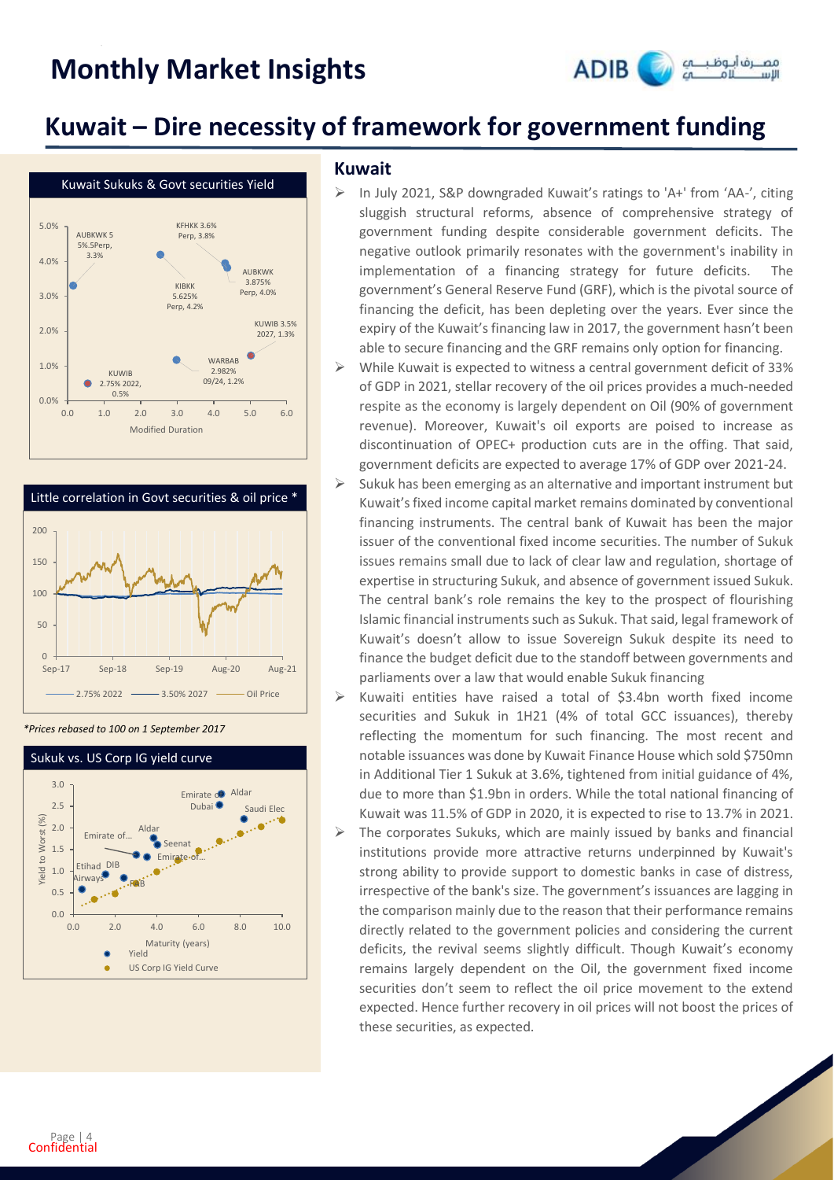# Monthly Market Insights

## Kuwait – Dire necessity of framework for government funding

Kuwait Sukuks & Govt securities Yield

Little correlation in Govt securities & oil price *

*Prices rebased to 100 on 1 September 2017*

Sukuk vs. US Corp IG yield curve

### Kuwait

- In July 2021, S&P downgraded Kuwait's ratings to 'A+' from 'AA-', citing sluggish structural reforms, absence of comprehensive strategy of government funding despite considerable government deficits. The negative outlook primarily resonates with the government's inability in implementation of a financing strategy for future deficits. The government's General Reserve Fund (GRF), which is the pivotal source of financing the deficit, has been depleting over the years. Ever since the expiry of the Kuwait's financing law in 2017, the government hasn't been able to secure financing and the GRF remains only option for financing.
- While Kuwait is expected to witness a central government deficit of 33% of GDP in 2021, stellar recovery of the oil prices provides a much-needed respite as the economy is largely dependent on Oil (90% of government revenue). Moreover, Kuwait's oil exports are poised to increase as discontinuation of OPEC+ production cuts are in the offing. That said, government deficits are expected to average 17% of GDP over 2021-24.
- Sukuk has been emerging as an alternative and important instrument but Kuwait's fixed income capital market remains dominated by conventional financing instruments. The central bank of Kuwait has been the major issuer of the conventional fixed income securities. The number of Sukuk issues remains small due to lack of clear law and regulation, shortage of expertise in structuring Sukuk, and absence of government issued Sukuk. The central bank's role remains the key to the prospect of flourishing Islamic financial instruments such as Sukuk. That said, legal framework of Kuwait's doesn't allow to issue Sovereign Sukuk despite its need to finance the budget deficit due to the standoff between governments and parliaments over a law that would enable Sukuk financing
- Kuwaiti entities have raised a total of $3.4bn worth fixed income securities and Sukuk in 1H21 (4% of total GCC issuances), thereby reflecting the momentum for such financing. The most recent and notable issuances was done by Kuwait Finance House which sold $750mn in Additional Tier 1 Sukuk at 3.6%, tightened from initial guidance of 4%, due to more than $1.9bn in orders. While the total national financing of Kuwait was 11.5% of GDP in 2020, it is expected to rise to 13.7% in 2021.
- The corporates Sukuks, which are mainly issued by banks and financial institutions provide more attractive returns underpinned by Kuwait's strong ability to provide support to domestic banks in case of distress, irrespective of the bank's size. The government's issuances are lagging in the comparison mainly due to the reason that their performance remains directly related to the government policies and considering the current deficits, the revival seems slightly difficult. Though Kuwait's economy remains largely dependent on the Oil, the government fixed income securities don't seem to reflect the oil price movement to the extend expected. Hence further recovery in oil prices will not boost the prices of these securities, as expected.

Confidential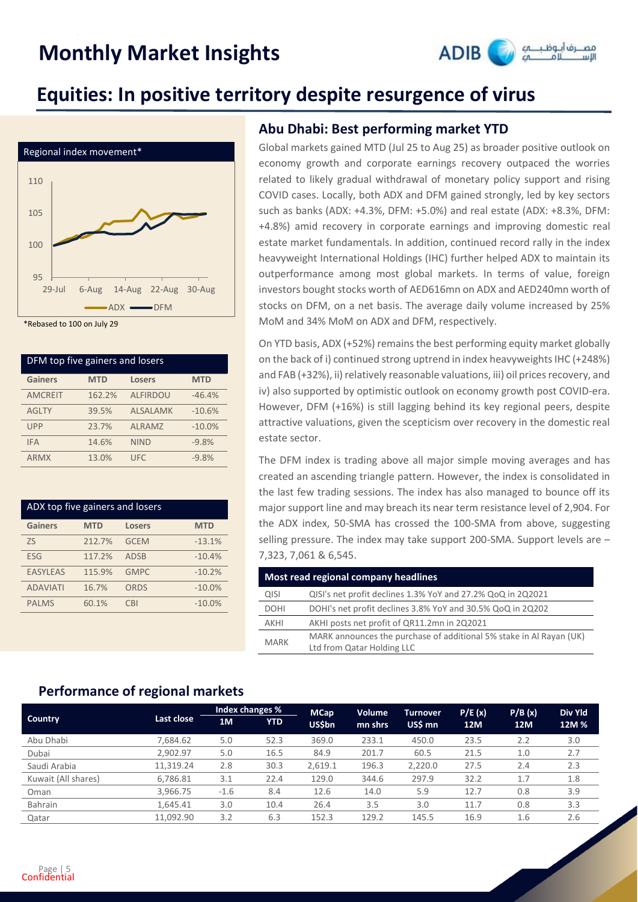# Monthly Market Insights

## Equities: In positive territory despite resurgence of virus

Regional index movement*

*Rebased to 100 on July 29

| DFM top five gainers and losers | | | |
|---|---|---|---|
| **Gainers** | **MTD** | **Losers** | **MTD** |
| AMCREIT | 162.2% | ALFIRDOU | -46.4% |
| AGLTY | 39.5% | ALSALAMK | -10.6% |
| UPP | 23.7% | ALRAMZ | -10.0% |
| IFA | 14.6% | NIND | -9.8% |
| ARMX | 13.0% | UFC | -9.8% |

| ADX top five gainers and losers | | | |
|---|---|---|---|
| **Gainers** | **MTD** | **Losers** | **MTD** |
| ZS | 212.7% | GCEM | -13.1% |
| ESG | 117.2% | ADSB | -10.4% |
| EASYLEAS | 115.9% | GMPC | -10.2% |
| ADAVIATI | 16.7% | ORDS | -10.0% |
| PALMS | 60.1% | CBI | -10.0% |

### Abu Dhabi: Best performing market YTD

Global markets gained MTD (Jul 25 to Aug 25) as broader positive outlook on economy growth and corporate earnings recovery outpaced the worries related to likely gradual withdrawal of monetary policy support and rising COVID cases. Locally, both ADX and DFM gained strongly, led by key sectors such as banks (ADX: +4.3%, DFM: +5.0%) and real estate (ADX: +8.3%, DFM: +4.8%) amid recovery in corporate earnings and improving domestic real estate market fundamentals. In addition, continued record rally in the index heavyweight International Holdings (IHC) further helped ADX to maintain its outperformance among most global markets. In terms of value, foreign investors bought stocks worth of AED616mn on ADX and AED240mn worth of stocks on DFM, on a net basis. The average daily volume increased by 25% MoM and 34% MoM on ADX and DFM, respectively.

On YTD basis, ADX (+52%) remains the best performing equity market globally on the back of i) continued strong uptrend in index heavyweights IHC (+248%) and FAB (+32%), ii) relatively reasonable valuations, iii) oil prices recovery, and iv) also supported by optimistic outlook on economy growth post COVID-era. However, DFM (+16%) is still lagging behind its key regional peers, despite attractive valuations, given the scepticism over recovery in the domestic real estate sector.

The DFM index is trading above all major simple moving averages and has created an ascending triangle pattern. However, the index is consolidated in the last few trading sessions. The index has also managed to bounce off its major support line and may breach its near term resistance level of 2,904. For the ADX index, 50-SMA has crossed the 100-SMA from above, suggesting selling pressure. The index may take support 200-SMA. Support levels are – 7,323, 7,061 & 6,545.

| Most read regional company headlines | |
|---|---|
| QISI | QISI's net profit declines 1.3% YoY and 27.2% QoQ in 2Q2021 |
| DOHI | DOHI's net profit declines 3.8% YoY and 30.5% QoQ in 2Q202 |
| AKHI | AKHI posts net profit of QR11.2mn in 2Q2021 |
| MARK | MARK announces the purchase of additional 5% stake in Al Rayan (UK) Ltd from Qatar Holding LLC |

## Performance of regional markets

| Country | Last close | Index changes % | | MCap | Volume | Turnover | P/E (x) | P/B (x) | Div Yld |
|---|---|---|---|---|---|---|---|---|---|
| | | 1M | YTD | US$bn | mn shrs | US$ mn | 12M | 12M | 12M % |
| Abu Dhabi | 7,684.62 | 5.0 | 52.3 | 369.0 | 233.1 | 450.0 | 23.5 | 2.2 | 3.0 |
| Dubai | 2,902.97 | 5.0 | 16.5 | 84.9 | 201.7 | 60.5 | 21.5 | 1.0 | 2.7 |
| Saudi Arabia | 11,319.24 | 2.8 | 30.3 | 2,619.1 | 196.3 | 2,220.0 | 27.5 | 2.4 | 2.3 |
| Kuwait (All shares) | 6,786.81 | 3.1 | 22.4 | 129.0 | 344.6 | 297.9 | 32.2 | 1.7 | 1.8 |
| Oman | 3,966.75 | -1.6 | 8.4 | 12.6 | 14.0 | 5.9 | 12.7 | 0.8 | 3.9 |
| Bahrain | 1,645.41 | 3.0 | 10.4 | 26.4 | 3.5 | 3.0 | 11.7 | 0.8 | 3.3 |
| Qatar | 11,092.90 | 3.2 | 6.3 | 152.3 | 129.2 | 145.5 | 16.9 | 1.6 | 2.6 |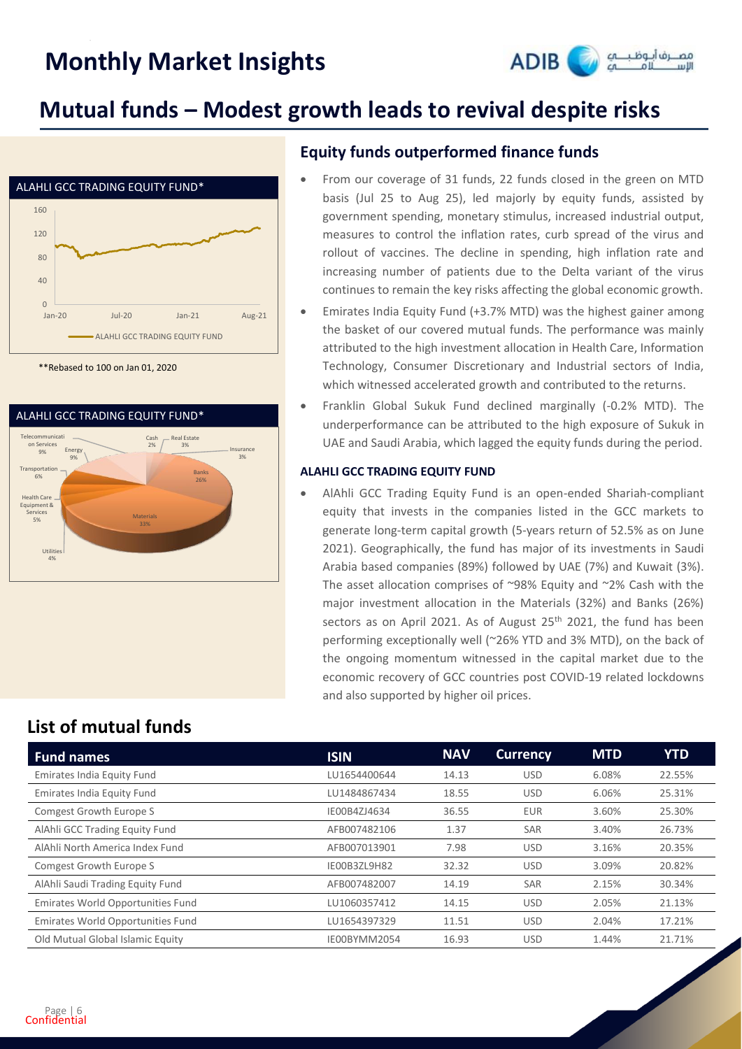# Mutual funds – Modest growth leads to revival despite risks

ALAHLI GCC TRADING EQUITY FUND*

**Rebased to 100 on Jan 01, 2020

ALAHLI GCC TRADING EQUITY FUND*

## Equity funds outperformed finance funds

- From our coverage of 31 funds, 22 funds closed in the green on MTD basis (Jul 25 to Aug 25), led majorly by equity funds, assisted by government spending, monetary stimulus, increased industrial output, measures to control the inflation rates, curb spread of the virus and rollout of vaccines. The decline in spending, high inflation rate and increasing number of patients due to the Delta variant of the virus continues to remain the key risks affecting the global economic growth.
- Emirates India Equity Fund (+3.7% MTD) was the highest gainer among the basket of our covered mutual funds. The performance was mainly attributed to the high investment allocation in Health Care, Information Technology, Consumer Discretionary and Industrial sectors of India, which witnessed accelerated growth and contributed to the returns.
- Franklin Global Sukuk Fund declined marginally (-0.2% MTD). The underperformance can be attributed to the high exposure of Sukuk in UAE and Saudi Arabia, which lagged the equity funds during the period.

### ALAHLI GCC TRADING EQUITY FUND

- AlAhli GCC Trading Equity Fund is an open-ended Shariah-compliant equity that invests in the companies listed in the GCC markets to generate long-term capital growth (5-years return of 52.5% as on June 2021). Geographically, the fund has major of its investments in Saudi Arabia based companies (89%) followed by UAE (7%) and Kuwait (3%). The asset allocation comprises of ~98% Equity and ~2% Cash with the major investment allocation in the Materials (32%) and Banks (26%) sectors as on April 2021. As of August 25th 2021, the fund has been performing exceptionally well (~26% YTD and 3% MTD), on the back of the ongoing momentum witnessed in the capital market due to the economic recovery of GCC countries post COVID-19 related lockdowns and also supported by higher oil prices.

## List of mutual funds

| Fund names | ISIN | NAV | Currency | MTD | YTD |
|---|---|---|---|---|---|
| Emirates India Equity Fund | LU1654400644 | 14.13 | USD | 6.08% | 22.55% |
| Emirates India Equity Fund | LU1484867434 | 18.55 | USD | 6.06% | 25.31% |
| Comgest Growth Europe S | IE00B4ZJ4634 | 36.55 | EUR | 3.60% | 25.30% |
| AlAhli GCC Trading Equity Fund | AFB007482106 | 1.37 | SAR | 3.40% | 26.73% |
| AlAhli North America Index Fund | AFB007013901 | 7.98 | USD | 3.16% | 20.35% |
| Comgest Growth Europe S | IE00B3ZL9H82 | 32.32 | USD | 3.09% | 20.82% |
| AlAhli Saudi Trading Equity Fund | AFB007482007 | 14.19 | SAR | 2.15% | 30.34% |
| Emirates World Opportunities Fund | LU1060357412 | 14.15 | USD | 2.05% | 21.13% |
| Emirates World Opportunities Fund | LU1654397329 | 11.51 | USD | 2.04% | 17.21% |
| Old Mutual Global Islamic Equity | IE00BYMM2054 | 16.93 | USD | 1.44% | 21.71% |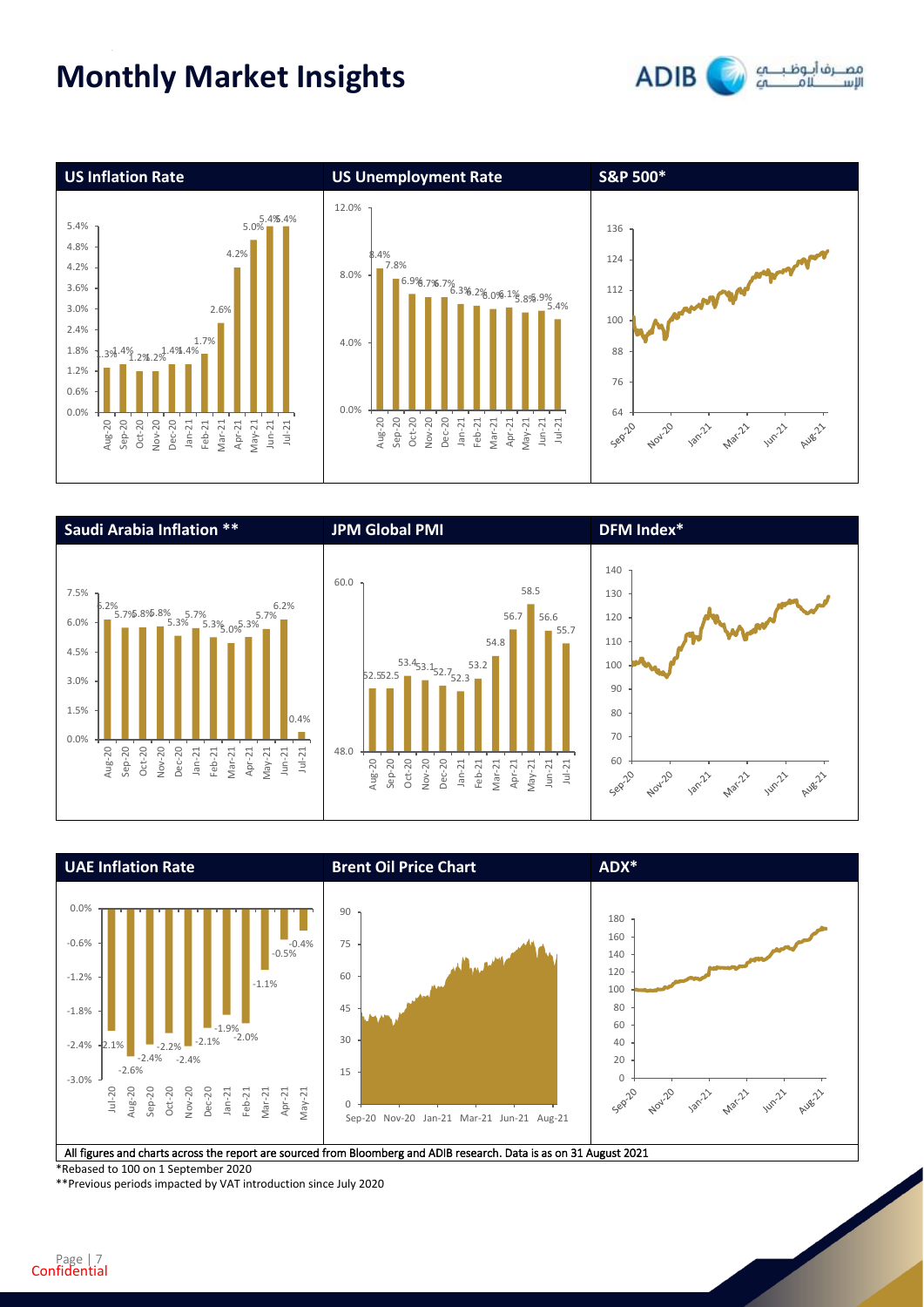# Monthly Market Insights

## US Inflation Rate

| Month | Rate |
|---|---|
| Aug-20 | 1.3% |
| Sep-20 | 1.4% |
| Oct-20 | 1.2% |
| Nov-20 | 1.2% |
| Dec-20 | 1.4% |
| Jan-21 | 1.4% |
| Feb-21 | 1.7% |
| Mar-21 | 2.6% |
| Apr-21 | 4.2% |
| May-21 | 5.0% |
| Jun-21 | 5.4% |
| Jul-21 | 5.4% |

## US Unemployment Rate

| Month | Rate |
|---|---|
| Aug-20 | 8.4% |
| Sep-20 | 7.8% |
| Oct-20 | 6.9% |
| Nov-20 | 6.7% |
| Dec-20 | 6.7% |
| Jan-21 | 6.3% |
| Feb-21 | 6.2% |
| Mar-21 | 6.0% |
| Apr-21 | 6.1% |
| May-21 | 5.8% |
| Jun-21 | 5.9% |
| Jul-21 | 5.4% |

## S&P 500*

## Saudi Arabia Inflation **

| Month | Rate |
|---|---|
| Aug-20 | 6.2% |
| Sep-20 | 5.7% |
| Oct-20 | 5.8% |
| Nov-20 | 5.8% |
| Dec-20 | 5.3% |
| Jan-21 | 5.7% |
| Feb-21 | 5.3% |
| Mar-21 | 5.0% |
| Apr-21 | 5.3% |
| May-21 | 5.7% |
| Jun-21 | 6.2% |
| Jul-21 | 0.4% |

## JPM Global PMI

| Month | PMI |
|---|---|
| Aug-20 | 52.5 |
| Sep-20 | 52.5 |
| Oct-20 | 53.4 |
| Nov-20 | 53.1 |
| Dec-20 | 52.7 |
| Jan-21 | 52.3 |
| Feb-21 | 53.2 |
| Mar-21 | 54.8 |
| Apr-21 | 56.7 |
| May-21 | 58.5 |
| Jun-21 | 56.6 |
| Jul-21 | 55.7 |

## DFM Index*

## UAE Inflation Rate

| Month | Rate |
|---|---|
| Jul-20 | -2.1% |
| Aug-20 | -2.6% |
| Sep-20 | -2.4% |
| Oct-20 | -2.2% |
| Nov-20 | -2.4% |
| Dec-20 | -2.1% |
| Jan-21 | -1.9% |
| Feb-21 | -2.0% |
| Mar-21 | -1.1% |
| Apr-21 | -0.5% |
| May-21 | -0.4% |

## Brent Oil Price Chart

## ADX*

All figures and charts across the report are sourced from Bloomberg and ADIB research. Data is as on 31 August 2021

*Rebased to 100 on 1 September 2020

**Previous periods impacted by VAT introduction since July 2020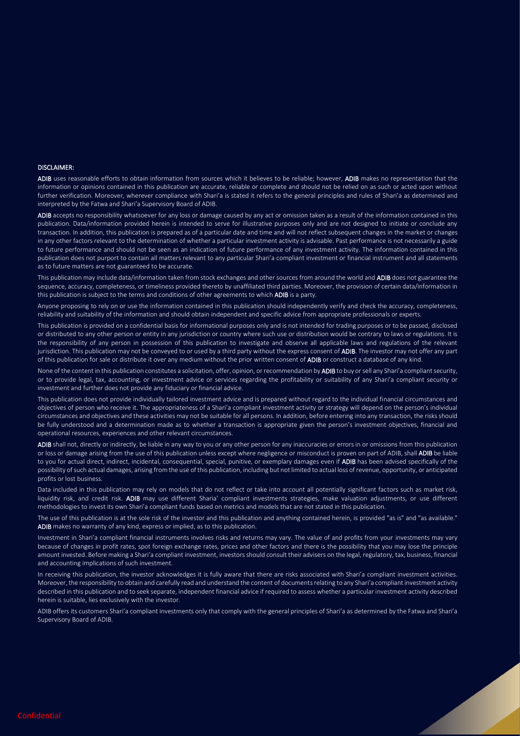**DISCLAIMER:**

**ADIB** uses reasonable efforts to obtain information from sources which it believes to be reliable; however, **ADIB** makes no representation that the information or opinions contained in this publication are accurate, reliable or complete and should not be relied on as such or acted upon without further verification. Moreover, wherever compliance with Shari'a is stated it refers to the general principles and rules of Shari'a as determined and interpreted by the Fatwa and Shari'a Supervisory Board of ADIB.

**ADIB** accepts no responsibility whatsoever for any loss or damage caused by any act or omission taken as a result of the information contained in this publication. Data/information provided herein is intended to serve for illustrative purposes only and are not designed to initiate or conclude any transaction. In addition, this publication is prepared as of a particular date and time and will not reflect subsequent changes in the market or changes in any other factors relevant to the determination of whether a particular investment activity is advisable. Past performance is not necessarily a guide to future performance and should not be seen as an indication of future performance of any investment activity. The information contained in this publication does not purport to contain all matters relevant to any particular Shari'a compliant investment or financial instrument and all statements as to future matters are not guaranteed to be accurate.

This publication may include data/information taken from stock exchanges and other sources from around the world and **ADIB** does not guarantee the sequence, accuracy, completeness, or timeliness provided thereto by unaffiliated third parties. Moreover, the provision of certain data/information in this publication is subject to the terms and conditions of other agreements to which **ADIB** is a party.

Anyone proposing to rely on or use the information contained in this publication should independently verify and check the accuracy, completeness, reliability and suitability of the information and should obtain independent and specific advice from appropriate professionals or experts.

This publication is provided on a confidential basis for informational purposes only and is not intended for trading purposes or to be passed, disclosed or distributed to any other person or entity in any jurisdiction or country where such use or distribution would be contrary to laws or regulations. It is the responsibility of any person in possession of this publication to investigate and observe all applicable laws and regulations of the relevant jurisdiction. This publication may not be conveyed to or used by a third party without the express consent of **ADIB**. The investor may not offer any part of this publication for sale or distribute it over any medium without the prior written consent of **ADIB** or construct a database of any kind.

None of the content in this publication constitutes a solicitation, offer, opinion, or recommendation by **ADIB** to buy or sell any Shari'a compliant security, or to provide legal, tax, accounting, or investment advice or services regarding the profitability or suitability of any Shari'a compliant security or investment and further does not provide any fiduciary or financial advice.

This publication does not provide individually tailored investment advice and is prepared without regard to the individual financial circumstances and objectives of person who receive it. The appropriateness of a Shari'a compliant investment activity or strategy will depend on the person's individual circumstances and objectives and these activities may not be suitable for all persons. In addition, before entering into any transaction, the risks should be fully understood and a determination made as to whether a transaction is appropriate given the person's investment objectives, financial and operational resources, experiences and other relevant circumstances.

**ADIB** shall not, directly or indirectly, be liable in any way to you or any other person for any inaccuracies or errors in or omissions from this publication or loss or damage arising from the use of this publication unless except where negligence or misconduct is proven on part of ADIB, shall **ADIB** be liable to you for actual direct, indirect, incidental, consequential, special, punitive, or exemplary damages even if **ADIB** has been advised specifically of the possibility of such actual damages, arising from the use of this publication, including but not limited to actual loss of revenue, opportunity, or anticipated profits or lost business.

Data included in this publication may rely on models that do not reflect or take into account all potentially significant factors such as market risk, liquidity risk, and credit risk. **ADIB** may use different Sharia' compliant investments strategies, make valuation adjustments, or use different methodologies to invest its own Shari'a compliant funds based on metrics and models that are not stated in this publication.

The use of this publication is at the sole risk of the investor and this publication and anything contained herein, is provided "as is" and "as available." **ADIB** makes no warranty of any kind, express or implied, as to this publication.

Investment in Shari'a compliant financial instruments involves risks and returns may vary. The value of and profits from your investments may vary because of changes in profit rates, spot foreign exchange rates, prices and other factors and there is the possibility that you may lose the principle amount invested. Before making a Shari'a compliant investment, investors should consult their advisers on the legal, regulatory, tax, business, financial and accounting implications of such investment.

In receiving this publication, the investor acknowledges it is fully aware that there are risks associated with Shari'a compliant investment activities. Moreover, the responsibility to obtain and carefully read and understand the content of documents relating to any Shari'a compliant investment activity described in this publication and to seek separate, independent financial advice if required to assess whether a particular investment activity described herein is suitable, lies exclusively with the investor.

ADIB offers its customers Shari'a compliant investments only that comply with the general principles of Shari'a as determined by the Fatwa and Shari'a Supervisory Board of ADIB.

Confidential